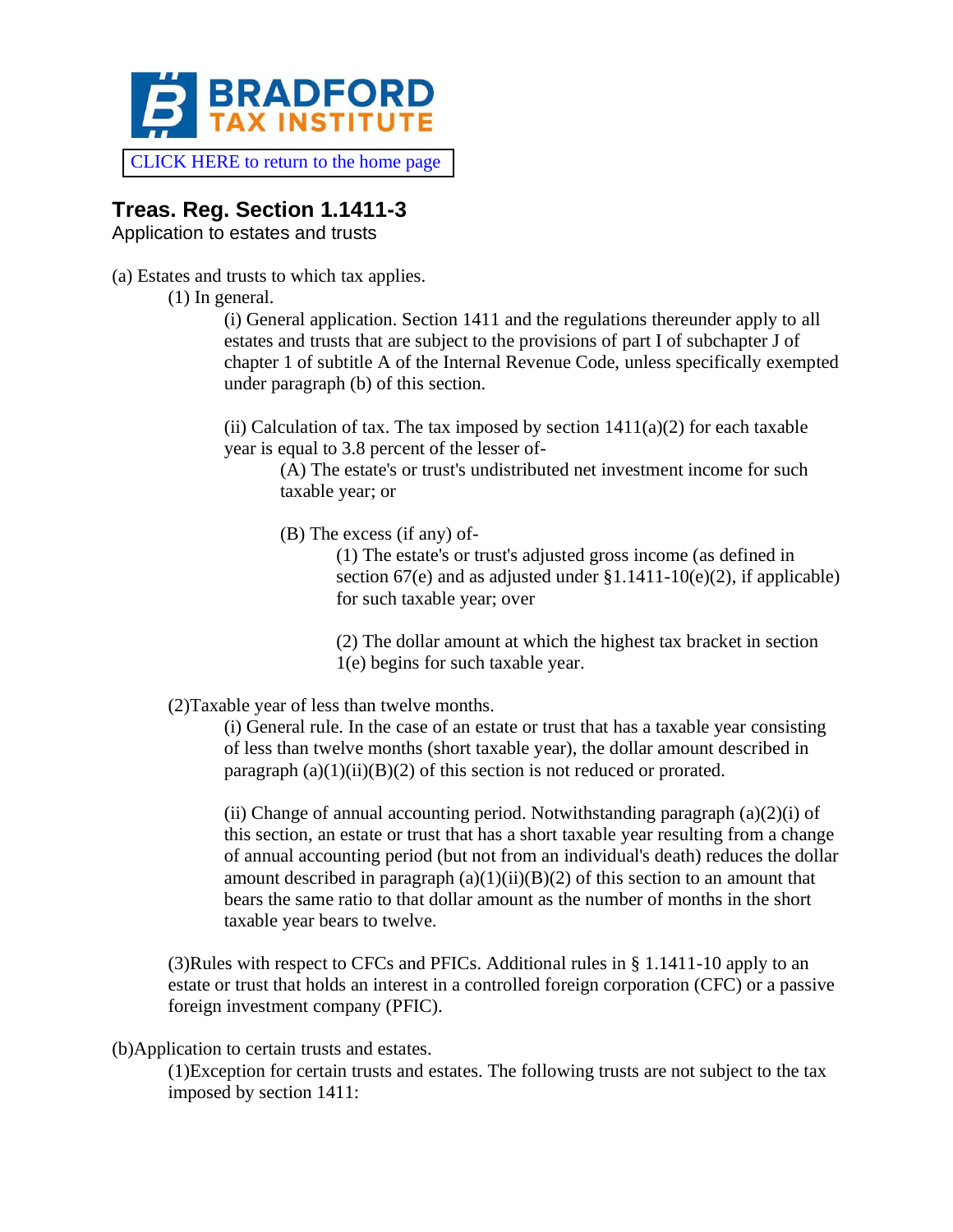**BRADFORD TAX INSTITUTE**

CLICK HERE to return to the home page

## Treas. Reg. Section 1.1411-3

Application to estates and trusts

(a) Estates and trusts to which tax applies.

(1) In general.

(i) General application. Section 1411 and the regulations thereunder apply to all estates and trusts that are subject to the provisions of part I of subchapter J of chapter 1 of subtitle A of the Internal Revenue Code, unless specifically exempted under paragraph (b) of this section.

(ii) Calculation of tax. The tax imposed by section 1411(a)(2) for each taxable year is equal to 3.8 percent of the lesser of-

(A) The estate's or trust's undistributed net investment income for such taxable year; or

(B) The excess (if any) of-

(1) The estate's or trust's adjusted gross income (as defined in section 67(e) and as adjusted under §1.1411-10(e)(2), if applicable) for such taxable year; over

(2) The dollar amount at which the highest tax bracket in section 1(e) begins for such taxable year.

(2)Taxable year of less than twelve months.

(i) General rule. In the case of an estate or trust that has a taxable year consisting of less than twelve months (short taxable year), the dollar amount described in paragraph (a)(1)(ii)(B)(2) of this section is not reduced or prorated.

(ii) Change of annual accounting period. Notwithstanding paragraph (a)(2)(i) of this section, an estate or trust that has a short taxable year resulting from a change of annual accounting period (but not from an individual's death) reduces the dollar amount described in paragraph (a)(1)(ii)(B)(2) of this section to an amount that bears the same ratio to that dollar amount as the number of months in the short taxable year bears to twelve.

(3)Rules with respect to CFCs and PFICs. Additional rules in § 1.1411-10 apply to an estate or trust that holds an interest in a controlled foreign corporation (CFC) or a passive foreign investment company (PFIC).

(b)Application to certain trusts and estates.

(1)Exception for certain trusts and estates. The following trusts are not subject to the tax imposed by section 1411: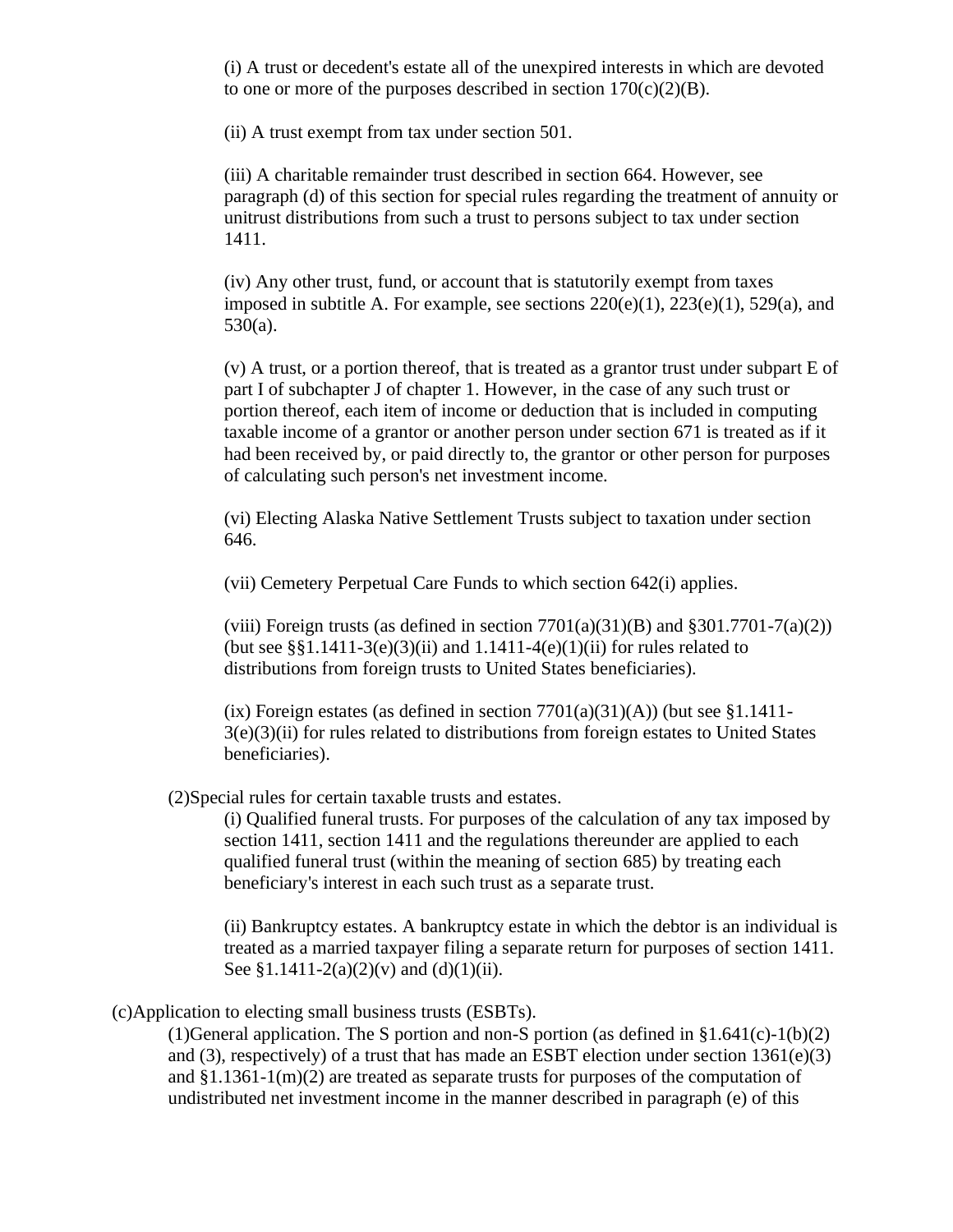(i) A trust or decedent's estate all of the unexpired interests in which are devoted to one or more of the purposes described in section 170(c)(2)(B).

(ii) A trust exempt from tax under section 501.

(iii) A charitable remainder trust described in section 664. However, see paragraph (d) of this section for special rules regarding the treatment of annuity or unitrust distributions from such a trust to persons subject to tax under section 1411.

(iv) Any other trust, fund, or account that is statutorily exempt from taxes imposed in subtitle A. For example, see sections 220(e)(1), 223(e)(1), 529(a), and 530(a).

(v) A trust, or a portion thereof, that is treated as a grantor trust under subpart E of part I of subchapter J of chapter 1. However, in the case of any such trust or portion thereof, each item of income or deduction that is included in computing taxable income of a grantor or another person under section 671 is treated as if it had been received by, or paid directly to, the grantor or other person for purposes of calculating such person's net investment income.

(vi) Electing Alaska Native Settlement Trusts subject to taxation under section 646.

(vii) Cemetery Perpetual Care Funds to which section 642(i) applies.

(viii) Foreign trusts (as defined in section 7701(a)(31)(B) and §301.7701-7(a)(2)) (but see §§1.1411-3(e)(3)(ii) and 1.1411-4(e)(1)(ii) for rules related to distributions from foreign trusts to United States beneficiaries).

(ix) Foreign estates (as defined in section 7701(a)(31)(A)) (but see §1.1411-3(e)(3)(ii) for rules related to distributions from foreign estates to United States beneficiaries).

(2)Special rules for certain taxable trusts and estates.

(i) Qualified funeral trusts. For purposes of the calculation of any tax imposed by section 1411, section 1411 and the regulations thereunder are applied to each qualified funeral trust (within the meaning of section 685) by treating each beneficiary's interest in each such trust as a separate trust.

(ii) Bankruptcy estates. A bankruptcy estate in which the debtor is an individual is treated as a married taxpayer filing a separate return for purposes of section 1411. See §1.1411-2(a)(2)(v) and (d)(1)(ii).

(c)Application to electing small business trusts (ESBTs).

(1)General application. The S portion and non-S portion (as defined in §1.641(c)-1(b)(2) and (3), respectively) of a trust that has made an ESBT election under section 1361(e)(3) and §1.1361-1(m)(2) are treated as separate trusts for purposes of the computation of undistributed net investment income in the manner described in paragraph (e) of this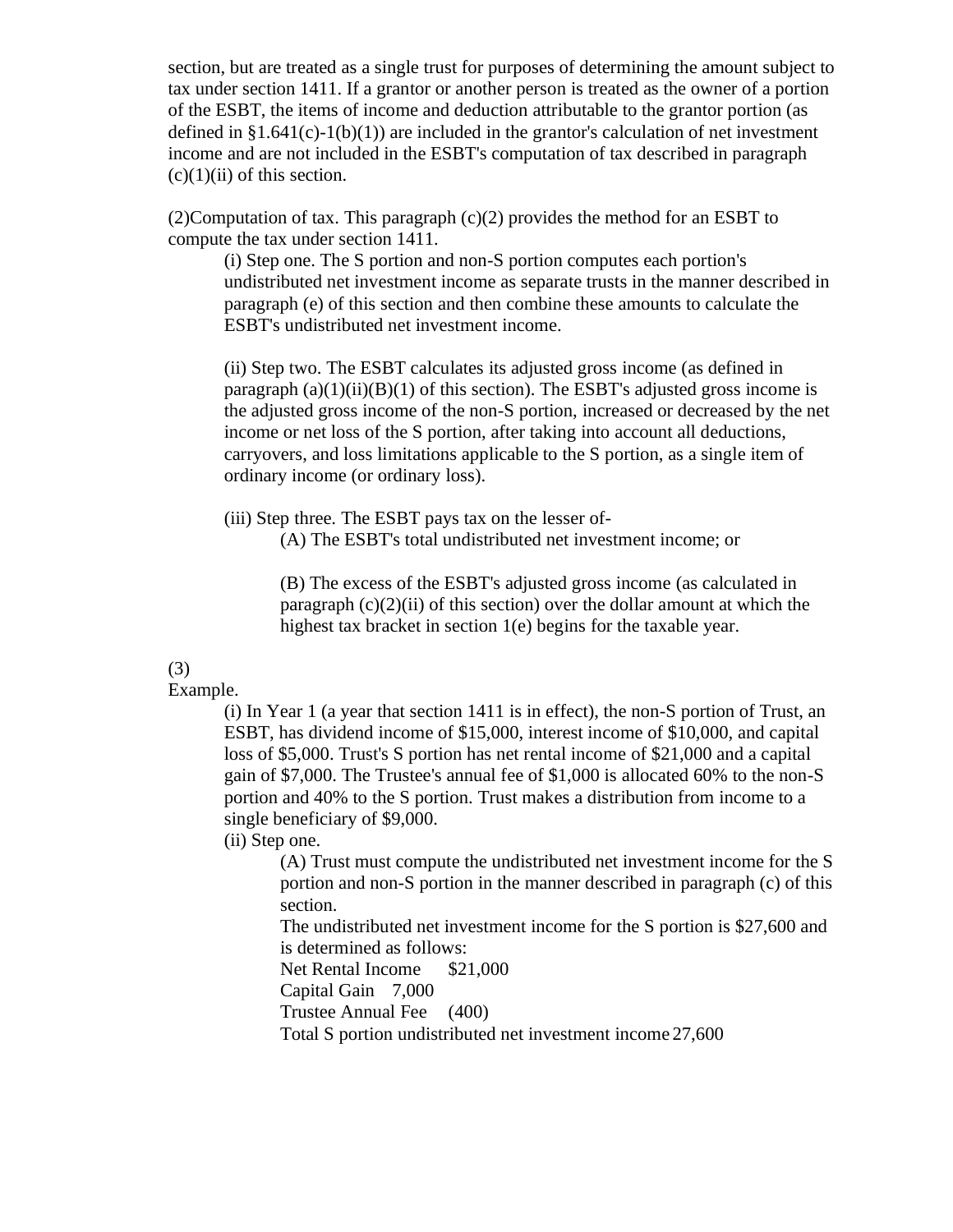section, but are treated as a single trust for purposes of determining the amount subject to tax under section 1411. If a grantor or another person is treated as the owner of a portion of the ESBT, the items of income and deduction attributable to the grantor portion (as defined in §1.641(c)-1(b)(1)) are included in the grantor's calculation of net investment income and are not included in the ESBT's computation of tax described in paragraph (c)(1)(ii) of this section.

(2)Computation of tax. This paragraph (c)(2) provides the method for an ESBT to compute the tax under section 1411.

(i) Step one. The S portion and non-S portion computes each portion's undistributed net investment income as separate trusts in the manner described in paragraph (e) of this section and then combine these amounts to calculate the ESBT's undistributed net investment income.

(ii) Step two. The ESBT calculates its adjusted gross income (as defined in paragraph (a)(1)(ii)(B)(1) of this section). The ESBT's adjusted gross income is the adjusted gross income of the non-S portion, increased or decreased by the net income or net loss of the S portion, after taking into account all deductions, carryovers, and loss limitations applicable to the S portion, as a single item of ordinary income (or ordinary loss).

(iii) Step three. The ESBT pays tax on the lesser of-

(A) The ESBT's total undistributed net investment income; or

(B) The excess of the ESBT's adjusted gross income (as calculated in paragraph (c)(2)(ii) of this section) over the dollar amount at which the highest tax bracket in section 1(e) begins for the taxable year.

(3)

Example.

(i) In Year 1 (a year that section 1411 is in effect), the non-S portion of Trust, an ESBT, has dividend income of $15,000, interest income of $10,000, and capital loss of $5,000. Trust's S portion has net rental income of $21,000 and a capital gain of $7,000. The Trustee's annual fee of $1,000 is allocated 60% to the non-S portion and 40% to the S portion. Trust makes a distribution from income to a single beneficiary of $9,000.

(ii) Step one.

(A) Trust must compute the undistributed net investment income for the S portion and non-S portion in the manner described in paragraph (c) of this section.

The undistributed net investment income for the S portion is $27,600 and is determined as follows:

| | |
|---|---|
| Net Rental Income | $21,000 |
| Capital Gain | 7,000 |
| Trustee Annual Fee | (400) |
| Total S portion undistributed net investment income | 27,600 |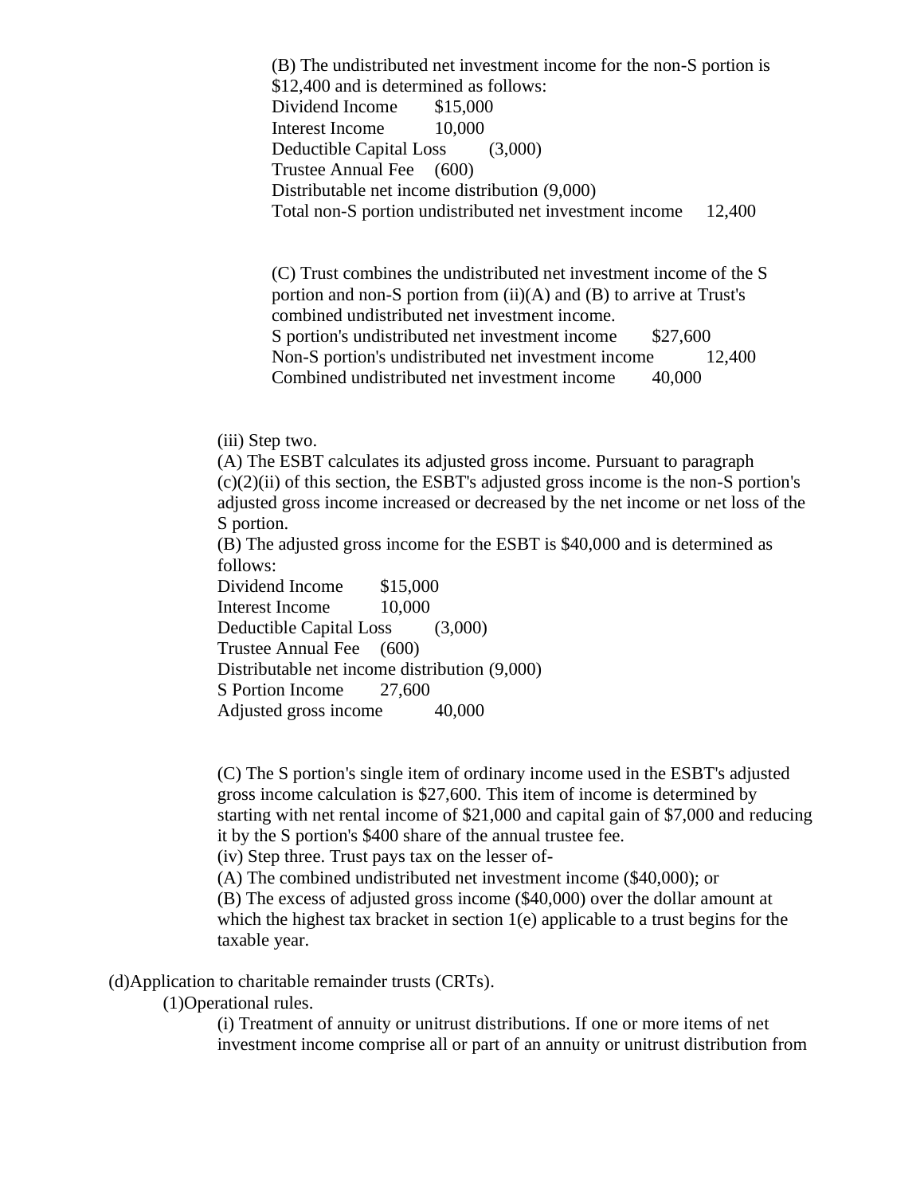(B) The undistributed net investment income for the non-S portion is $12,400 and is determined as follows:

| | |
|---|---|
| Dividend Income | $15,000 |
| Interest Income | 10,000 |
| Deductible Capital Loss | (3,000) |
| Trustee Annual Fee | (600) |
| Distributable net income distribution | (9,000) |
| Total non-S portion undistributed net investment income | 12,400 |

(C) Trust combines the undistributed net investment income of the S portion and non-S portion from (ii)(A) and (B) to arrive at Trust's combined undistributed net investment income.

| | |
|---|---|
| S portion's undistributed net investment income | $27,600 |
| Non-S portion's undistributed net investment income | 12,400 |
| Combined undistributed net investment income | 40,000 |

(iii) Step two.

(A) The ESBT calculates its adjusted gross income. Pursuant to paragraph (c)(2)(ii) of this section, the ESBT's adjusted gross income is the non-S portion's adjusted gross income increased or decreased by the net income or net loss of the S portion.

(B) The adjusted gross income for the ESBT is $40,000 and is determined as follows:

| | |
|---|---|
| Dividend Income | $15,000 |
| Interest Income | 10,000 |
| Deductible Capital Loss | (3,000) |
| Trustee Annual Fee | (600) |
| Distributable net income distribution | (9,000) |
| S Portion Income | 27,600 |
| Adjusted gross income | 40,000 |

(C) The S portion's single item of ordinary income used in the ESBT's adjusted gross income calculation is $27,600. This item of income is determined by starting with net rental income of $21,000 and capital gain of $7,000 and reducing it by the S portion's $400 share of the annual trustee fee.

(iv) Step three. Trust pays tax on the lesser of-

(A) The combined undistributed net investment income ($40,000); or

(B) The excess of adjusted gross income ($40,000) over the dollar amount at which the highest tax bracket in section 1(e) applicable to a trust begins for the taxable year.

(d) Application to charitable remainder trusts (CRTs).

(1) Operational rules.

(i) Treatment of annuity or unitrust distributions. If one or more items of net investment income comprise all or part of an annuity or unitrust distribution from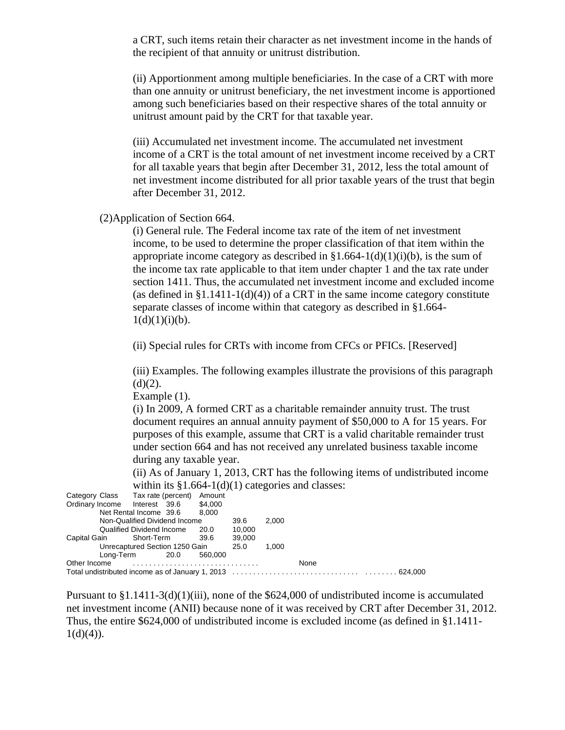a CRT, such items retain their character as net investment income in the hands of the recipient of that annuity or unitrust distribution.

(ii) Apportionment among multiple beneficiaries. In the case of a CRT with more than one annuity or unitrust beneficiary, the net investment income is apportioned among such beneficiaries based on their respective shares of the total annuity or unitrust amount paid by the CRT for that taxable year.

(iii) Accumulated net investment income. The accumulated net investment income of a CRT is the total amount of net investment income received by a CRT for all taxable years that begin after December 31, 2012, less the total amount of net investment income distributed for all prior taxable years of the trust that begin after December 31, 2012.

(2)Application of Section 664.

(i) General rule. The Federal income tax rate of the item of net investment income, to be used to determine the proper classification of that item within the appropriate income category as described in §1.664-1(d)(1)(i)(b), is the sum of the income tax rate applicable to that item under chapter 1 and the tax rate under section 1411. Thus, the accumulated net investment income and excluded income (as defined in §1.1411-1(d)(4)) of a CRT in the same income category constitute separate classes of income within that category as described in §1.664-1(d)(1)(i)(b).

(ii) Special rules for CRTs with income from CFCs or PFICs. [Reserved]

(iii) Examples. The following examples illustrate the provisions of this paragraph (d)(2).

Example (1).

(i) In 2009, A formed CRT as a charitable remainder annuity trust. The trust document requires an annual annuity payment of $50,000 to A for 15 years. For purposes of this example, assume that CRT is a valid charitable remainder trust under section 664 and has not received any unrelated business taxable income during any taxable year.

(ii) As of January 1, 2013, CRT has the following items of undistributed income within its §1.664-1(d)(1) categories and classes:

| Category | Class | Tax rate (percent) | Amount |
|---|---|---|---|
| Ordinary Income | Interest | 39.6 | $4,000 |
| | Net Rental Income | 39.6 | 8,000 |
| | Non-Qualified Dividend Income | 39.6 | 2,000 |
| | Qualified Dividend Income | 20.0 | 10,000 |
| Capital Gain | Short-Term | 39.6 | 39,000 |
| | Unrecaptured Section 1250 Gain | 25.0 | 1,000 |
| | Long-Term | 20.0 | 560,000 |
| Other Income | | | None |
| Total undistributed income as of January 1, 2013 | | | 624,000 |

Pursuant to §1.1411-3(d)(1)(iii), none of the $624,000 of undistributed income is accumulated net investment income (ANII) because none of it was received by CRT after December 31, 2012. Thus, the entire $624,000 of undistributed income is excluded income (as defined in §1.1411-1(d)(4)).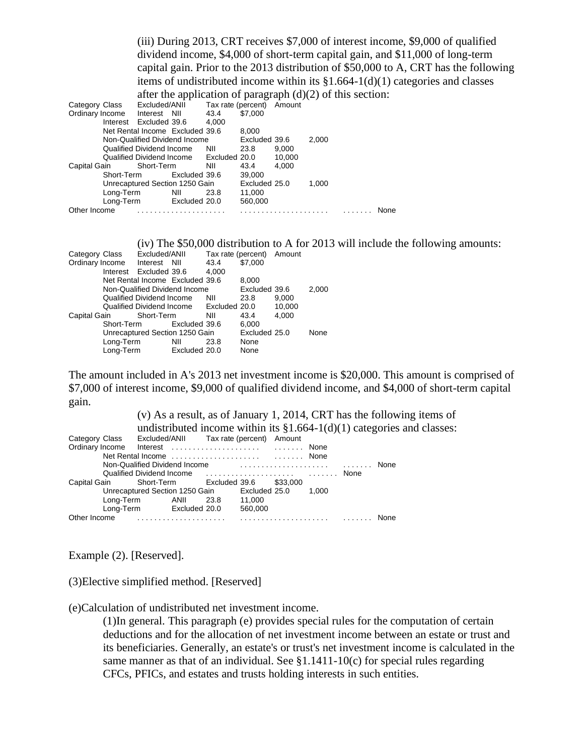(iii) During 2013, CRT receives \$7,000 of interest income, \$9,000 of qualified dividend income, \$4,000 of short-term capital gain, and \$11,000 of long-term capital gain. Prior to the 2013 distribution of \$50,000 to A, CRT has the following items of undistributed income within its §1.664-1(d)(1) categories and classes after the application of paragraph (d)(2) of this section:

| Category | Class | Excluded/ANII | Tax rate (percent) | Amount |
|---|---|---|---|---|
| Ordinary Income | Interest | NII | 43.4 | \$7,000 |
| | Interest | Excluded | 39.6 | 4,000 |
| | Net Rental Income | Excluded | 39.6 | 8,000 |
| | Non-Qualified Dividend Income | Excluded | 39.6 | 2,000 |
| | Qualified Dividend Income | NII | 23.8 | 9,000 |
| | Qualified Dividend Income | Excluded | 20.0 | 10,000 |
| Capital Gain | Short-Term | NII | 43.4 | 4,000 |
| | Short-Term | Excluded | 39.6 | 39,000 |
| | Unrecaptured Section 1250 Gain | Excluded | 25.0 | 1,000 |
| | Long-Term | NII | 23.8 | 11,000 |
| | Long-Term | Excluded | 20.0 | 560,000 |
| Other Income | | | | None |

(iv) The \$50,000 distribution to A for 2013 will include the following amounts:

| Category | Class | Excluded/ANII | Tax rate (percent) | Amount |
|---|---|---|---|---|
| Ordinary Income | Interest | NII | 43.4 | \$7,000 |
| | Interest | Excluded | 39.6 | 4,000 |
| | Net Rental Income | Excluded | 39.6 | 8,000 |
| | Non-Qualified Dividend Income | Excluded | 39.6 | 2,000 |
| | Qualified Dividend Income | NII | 23.8 | 9,000 |
| | Qualified Dividend Income | Excluded | 20.0 | 10,000 |
| Capital Gain | Short-Term | NII | 43.4 | 4,000 |
| | Short-Term | Excluded | 39.6 | 6,000 |
| | Unrecaptured Section 1250 Gain | Excluded | 25.0 | None |
| | Long-Term | NII | 23.8 | None |
| | Long-Term | Excluded | 20.0 | None |

The amount included in A's 2013 net investment income is \$20,000. This amount is comprised of \$7,000 of interest income, \$9,000 of qualified dividend income, and \$4,000 of short-term capital gain.

(v) As a result, as of January 1, 2014, CRT has the following items of undistributed income within its §1.664-1(d)(1) categories and classes:

| Category | Class | Excluded/ANII | Tax rate (percent) | Amount |
|---|---|---|---|---|
| Ordinary Income | Interest | | | None |
| | Net Rental Income | | | None |
| | Non-Qualified Dividend Income | | | None |
| | Qualified Dividend Income | | | None |
| Capital Gain | Short-Term | Excluded | 39.6 | \$33,000 |
| | Unrecaptured Section 1250 Gain | Excluded | 25.0 | 1,000 |
| | Long-Term | ANII | 23.8 | 11,000 |
| | Long-Term | Excluded | 20.0 | 560,000 |
| Other Income | | | | None |

Example (2). [Reserved].

(3)Elective simplified method. [Reserved]

(e)Calculation of undistributed net investment income.

(1)In general. This paragraph (e) provides special rules for the computation of certain deductions and for the allocation of net investment income between an estate or trust and its beneficiaries. Generally, an estate's or trust's net investment income is calculated in the same manner as that of an individual. See §1.1411-10(c) for special rules regarding CFCs, PFICs, and estates and trusts holding interests in such entities.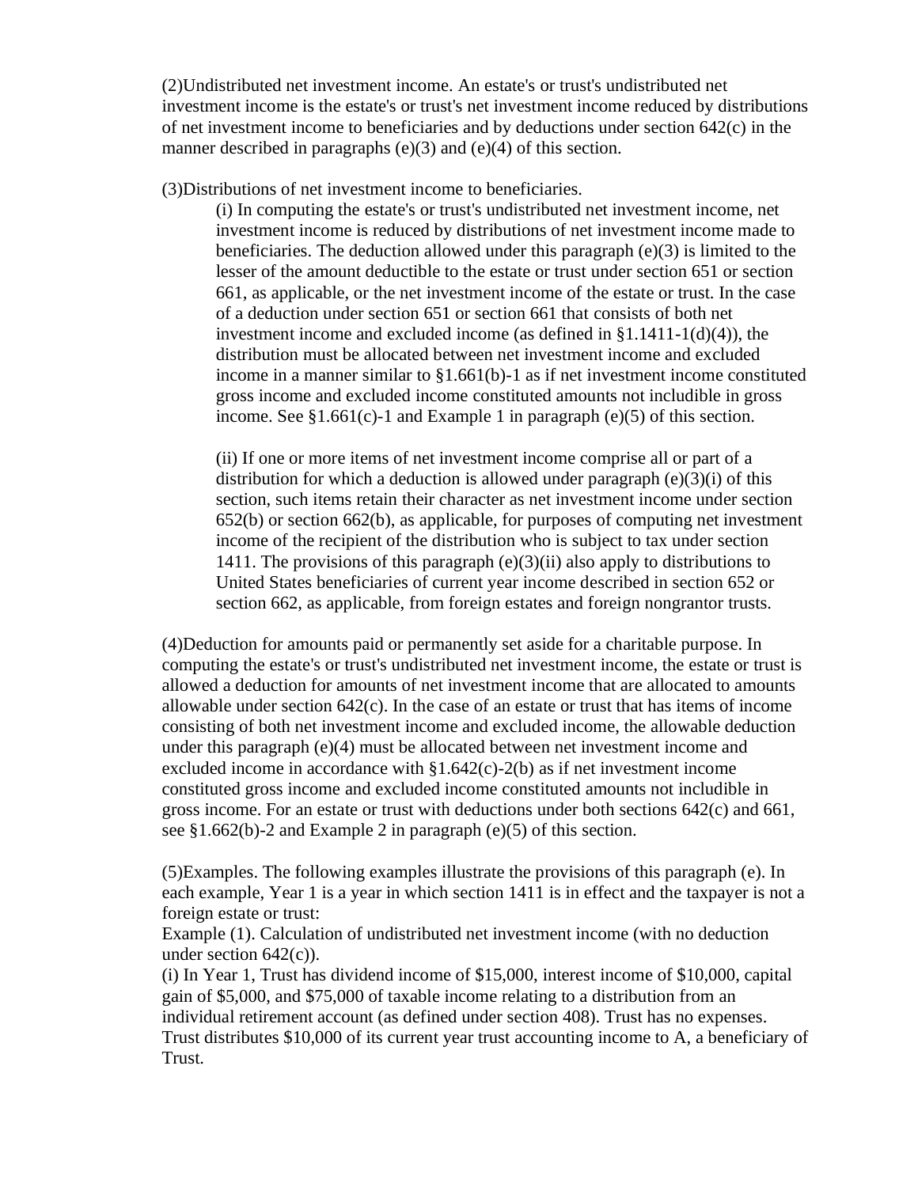(2)Undistributed net investment income. An estate's or trust's undistributed net investment income is the estate's or trust's net investment income reduced by distributions of net investment income to beneficiaries and by deductions under section 642(c) in the manner described in paragraphs (e)(3) and (e)(4) of this section.

(3)Distributions of net investment income to beneficiaries.

(i) In computing the estate's or trust's undistributed net investment income, net investment income is reduced by distributions of net investment income made to beneficiaries. The deduction allowed under this paragraph (e)(3) is limited to the lesser of the amount deductible to the estate or trust under section 651 or section 661, as applicable, or the net investment income of the estate or trust. In the case of a deduction under section 651 or section 661 that consists of both net investment income and excluded income (as defined in §1.1411-1(d)(4)), the distribution must be allocated between net investment income and excluded income in a manner similar to §1.661(b)-1 as if net investment income constituted gross income and excluded income constituted amounts not includible in gross income. See §1.661(c)-1 and Example 1 in paragraph (e)(5) of this section.

(ii) If one or more items of net investment income comprise all or part of a distribution for which a deduction is allowed under paragraph (e)(3)(i) of this section, such items retain their character as net investment income under section 652(b) or section 662(b), as applicable, for purposes of computing net investment income of the recipient of the distribution who is subject to tax under section 1411. The provisions of this paragraph (e)(3)(ii) also apply to distributions to United States beneficiaries of current year income described in section 652 or section 662, as applicable, from foreign estates and foreign nongrantor trusts.

(4)Deduction for amounts paid or permanently set aside for a charitable purpose. In computing the estate's or trust's undistributed net investment income, the estate or trust is allowed a deduction for amounts of net investment income that are allocated to amounts allowable under section 642(c). In the case of an estate or trust that has items of income consisting of both net investment income and excluded income, the allowable deduction under this paragraph (e)(4) must be allocated between net investment income and excluded income in accordance with §1.642(c)-2(b) as if net investment income constituted gross income and excluded income constituted amounts not includible in gross income. For an estate or trust with deductions under both sections 642(c) and 661, see §1.662(b)-2 and Example 2 in paragraph (e)(5) of this section.

(5)Examples. The following examples illustrate the provisions of this paragraph (e). In each example, Year 1 is a year in which section 1411 is in effect and the taxpayer is not a foreign estate or trust:

Example (1). Calculation of undistributed net investment income (with no deduction under section 642(c)).

(i) In Year 1, Trust has dividend income of $15,000, interest income of $10,000, capital gain of $5,000, and $75,000 of taxable income relating to a distribution from an individual retirement account (as defined under section 408). Trust has no expenses. Trust distributes $10,000 of its current year trust accounting income to A, a beneficiary of Trust.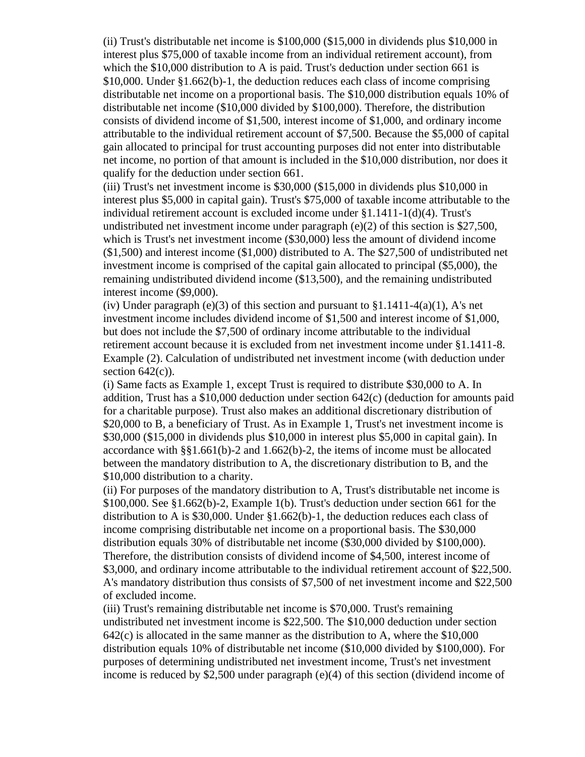(ii) Trust's distributable net income is $100,000 ($15,000 in dividends plus $10,000 in interest plus $75,000 of taxable income from an individual retirement account), from which the $10,000 distribution to A is paid. Trust's deduction under section 661 is $10,000. Under §1.662(b)-1, the deduction reduces each class of income comprising distributable net income on a proportional basis. The $10,000 distribution equals 10% of distributable net income ($10,000 divided by $100,000). Therefore, the distribution consists of dividend income of $1,500, interest income of $1,000, and ordinary income attributable to the individual retirement account of $7,500. Because the $5,000 of capital gain allocated to principal for trust accounting purposes did not enter into distributable net income, no portion of that amount is included in the $10,000 distribution, nor does it qualify for the deduction under section 661.

(iii) Trust's net investment income is $30,000 ($15,000 in dividends plus $10,000 in interest plus $5,000 in capital gain). Trust's $75,000 of taxable income attributable to the individual retirement account is excluded income under §1.1411-1(d)(4). Trust's undistributed net investment income under paragraph (e)(2) of this section is $27,500, which is Trust's net investment income ($30,000) less the amount of dividend income ($1,500) and interest income ($1,000) distributed to A. The $27,500 of undistributed net investment income is comprised of the capital gain allocated to principal ($5,000), the remaining undistributed dividend income ($13,500), and the remaining undistributed interest income ($9,000).

(iv) Under paragraph (e)(3) of this section and pursuant to §1.1411-4(a)(1), A's net investment income includes dividend income of $1,500 and interest income of $1,000, but does not include the $7,500 of ordinary income attributable to the individual retirement account because it is excluded from net investment income under §1.1411-8.

Example (2). Calculation of undistributed net investment income (with deduction under section 642(c)).

(i) Same facts as Example 1, except Trust is required to distribute $30,000 to A. In addition, Trust has a $10,000 deduction under section 642(c) (deduction for amounts paid for a charitable purpose). Trust also makes an additional discretionary distribution of $20,000 to B, a beneficiary of Trust. As in Example 1, Trust's net investment income is $30,000 ($15,000 in dividends plus $10,000 in interest plus $5,000 in capital gain). In accordance with §§1.661(b)-2 and 1.662(b)-2, the items of income must be allocated between the mandatory distribution to A, the discretionary distribution to B, and the $10,000 distribution to a charity.

(ii) For purposes of the mandatory distribution to A, Trust's distributable net income is $100,000. See §1.662(b)-2, Example 1(b). Trust's deduction under section 661 for the distribution to A is $30,000. Under §1.662(b)-1, the deduction reduces each class of income comprising distributable net income on a proportional basis. The $30,000 distribution equals 30% of distributable net income ($30,000 divided by $100,000). Therefore, the distribution consists of dividend income of $4,500, interest income of $3,000, and ordinary income attributable to the individual retirement account of $22,500. A's mandatory distribution thus consists of $7,500 of net investment income and $22,500 of excluded income.

(iii) Trust's remaining distributable net income is $70,000. Trust's remaining undistributed net investment income is $22,500. The $10,000 deduction under section 642(c) is allocated in the same manner as the distribution to A, where the $10,000 distribution equals 10% of distributable net income ($10,000 divided by $100,000). For purposes of determining undistributed net investment income, Trust's net investment income is reduced by $2,500 under paragraph (e)(4) of this section (dividend income of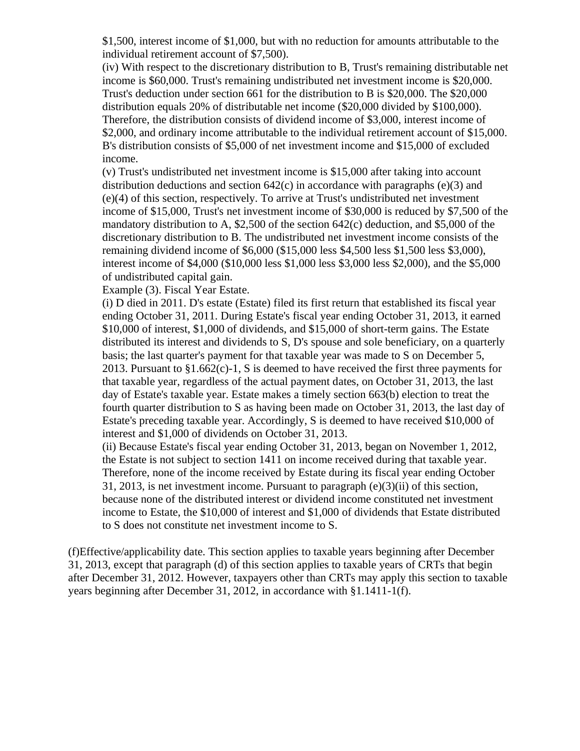$1,500, interest income of $1,000, but with no reduction for amounts attributable to the individual retirement account of $7,500).

(iv) With respect to the discretionary distribution to B, Trust's remaining distributable net income is $60,000. Trust's remaining undistributed net investment income is $20,000. Trust's deduction under section 661 for the distribution to B is $20,000. The $20,000 distribution equals 20% of distributable net income ($20,000 divided by $100,000). Therefore, the distribution consists of dividend income of $3,000, interest income of $2,000, and ordinary income attributable to the individual retirement account of $15,000. B's distribution consists of $5,000 of net investment income and $15,000 of excluded income.

(v) Trust's undistributed net investment income is $15,000 after taking into account distribution deductions and section 642(c) in accordance with paragraphs (e)(3) and (e)(4) of this section, respectively. To arrive at Trust's undistributed net investment income of $15,000, Trust's net investment income of $30,000 is reduced by $7,500 of the mandatory distribution to A, $2,500 of the section 642(c) deduction, and $5,000 of the discretionary distribution to B. The undistributed net investment income consists of the remaining dividend income of $6,000 ($15,000 less $4,500 less $1,500 less $3,000), interest income of $4,000 ($10,000 less $1,000 less $3,000 less $2,000), and the $5,000 of undistributed capital gain.

Example (3). Fiscal Year Estate.

(i) D died in 2011. D's estate (Estate) filed its first return that established its fiscal year ending October 31, 2011. During Estate's fiscal year ending October 31, 2013, it earned $10,000 of interest, $1,000 of dividends, and $15,000 of short-term gains. The Estate distributed its interest and dividends to S, D's spouse and sole beneficiary, on a quarterly basis; the last quarter's payment for that taxable year was made to S on December 5, 2013. Pursuant to §1.662(c)-1, S is deemed to have received the first three payments for that taxable year, regardless of the actual payment dates, on October 31, 2013, the last day of Estate's taxable year. Estate makes a timely section 663(b) election to treat the fourth quarter distribution to S as having been made on October 31, 2013, the last day of Estate's preceding taxable year. Accordingly, S is deemed to have received $10,000 of interest and $1,000 of dividends on October 31, 2013.

(ii) Because Estate's fiscal year ending October 31, 2013, began on November 1, 2012, the Estate is not subject to section 1411 on income received during that taxable year. Therefore, none of the income received by Estate during its fiscal year ending October 31, 2013, is net investment income. Pursuant to paragraph (e)(3)(ii) of this section, because none of the distributed interest or dividend income constituted net investment income to Estate, the $10,000 of interest and $1,000 of dividends that Estate distributed to S does not constitute net investment income to S.

(f) Effective/applicability date. This section applies to taxable years beginning after December 31, 2013, except that paragraph (d) of this section applies to taxable years of CRTs that begin after December 31, 2012. However, taxpayers other than CRTs may apply this section to taxable years beginning after December 31, 2012, in accordance with §1.1411-1(f).